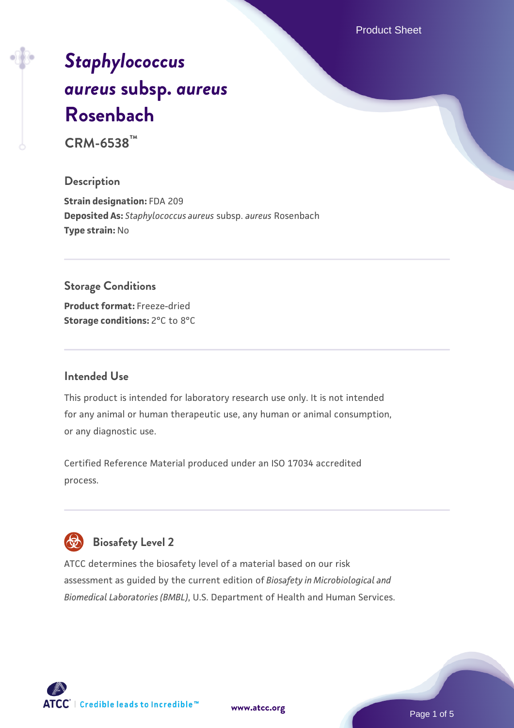# *Staphylococcus aureus* subsp. *aureus* Rosenbach

**CRM-6538™**

## Description

**Strain designation:** FDA 209
**Deposited As:** *Staphylococcus aureus* subsp. *aureus* Rosenbach
**Type strain:** No

## Storage Conditions

**Product format:** Freeze-dried
**Storage conditions:** 2°C to 8°C

## Intended Use

This product is intended for laboratory research use only. It is not intended for any animal or human therapeutic use, any human or animal consumption, or any diagnostic use.

Certified Reference Material produced under an ISO 17034 accredited process.

## Biosafety Level 2

ATCC determines the biosafety level of a material based on our risk assessment as guided by the current edition of *Biosafety in Microbiological and Biomedical Laboratories (BMBL)*, U.S. Department of Health and Human Services.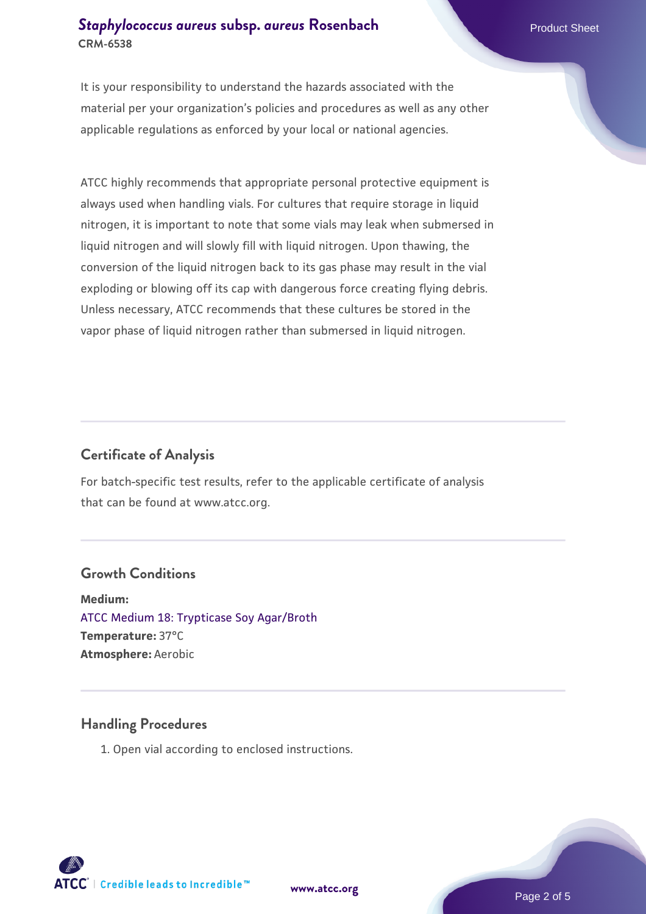It is your responsibility to understand the hazards associated with the material per your organization's policies and procedures as well as any other applicable regulations as enforced by your local or national agencies.

ATCC highly recommends that appropriate personal protective equipment is always used when handling vials. For cultures that require storage in liquid nitrogen, it is important to note that some vials may leak when submersed in liquid nitrogen and will slowly fill with liquid nitrogen. Upon thawing, the conversion of the liquid nitrogen back to its gas phase may result in the vial exploding or blowing off its cap with dangerous force creating flying debris. Unless necessary, ATCC recommends that these cultures be stored in the vapor phase of liquid nitrogen rather than submersed in liquid nitrogen.

## Certificate of Analysis

For batch-specific test results, refer to the applicable certificate of analysis that can be found at www.atcc.org.

## Growth Conditions

**Medium:**
ATCC Medium 18: Trypticase Soy Agar/Broth
**Temperature:** 37°C
**Atmosphere:** Aerobic

## Handling Procedures

1. Open vial according to enclosed instructions.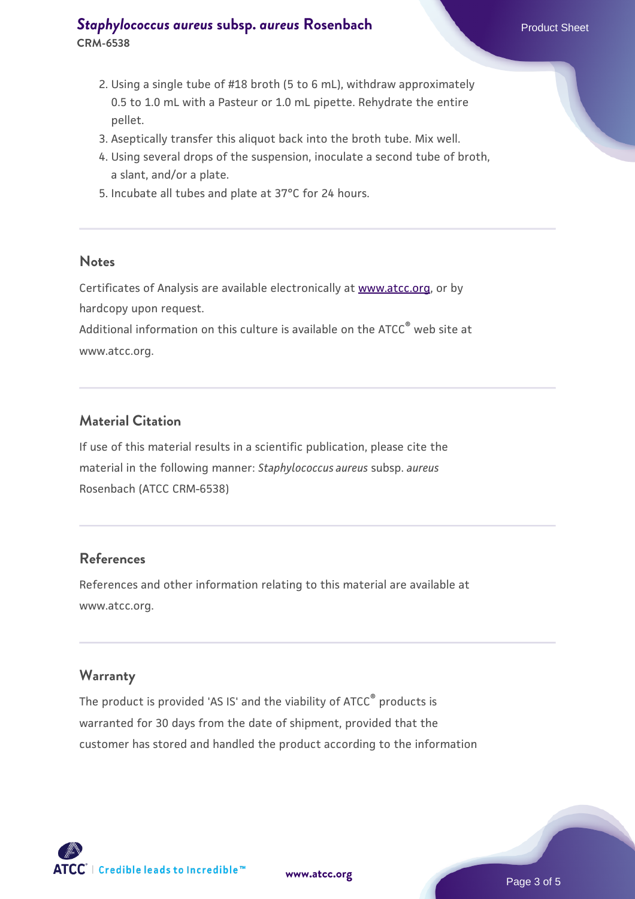2. Using a single tube of #18 broth (5 to 6 mL), withdraw approximately 0.5 to 1.0 mL with a Pasteur or 1.0 mL pipette. Rehydrate the entire pellet.
3. Aseptically transfer this aliquot back into the broth tube. Mix well.
4. Using several drops of the suspension, inoculate a second tube of broth, a slant, and/or a plate.
5. Incubate all tubes and plate at 37°C for 24 hours.

### Notes

Certificates of Analysis are available electronically at www.atcc.org, or by hardcopy upon request.
Additional information on this culture is available on the ATCC® web site at www.atcc.org.

### Material Citation

If use of this material results in a scientific publication, please cite the material in the following manner: *Staphylococcus aureus* subsp. *aureus* Rosenbach (ATCC CRM-6538)

### References

References and other information relating to this material are available at www.atcc.org.

### Warranty

The product is provided 'AS IS' and the viability of ATCC® products is warranted for 30 days from the date of shipment, provided that the customer has stored and handled the product according to the information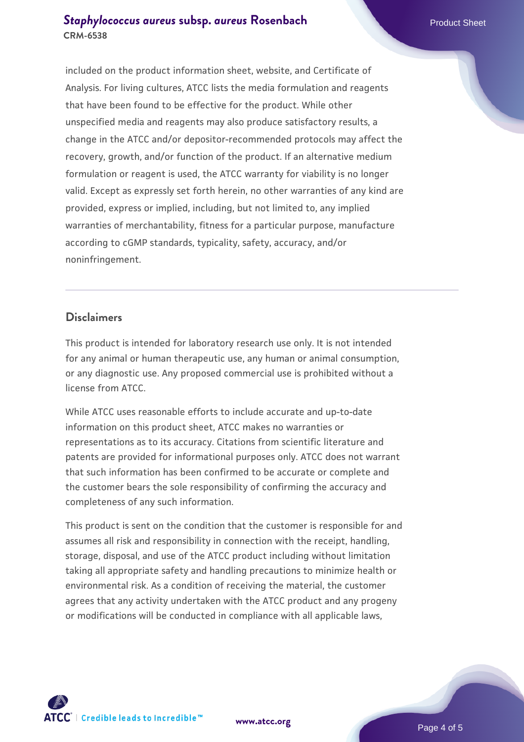included on the product information sheet, website, and Certificate of Analysis. For living cultures, ATCC lists the media formulation and reagents that have been found to be effective for the product. While other unspecified media and reagents may also produce satisfactory results, a change in the ATCC and/or depositor-recommended protocols may affect the recovery, growth, and/or function of the product. If an alternative medium formulation or reagent is used, the ATCC warranty for viability is no longer valid. Except as expressly set forth herein, no other warranties of any kind are provided, express or implied, including, but not limited to, any implied warranties of merchantability, fitness for a particular purpose, manufacture according to cGMP standards, typicality, safety, accuracy, and/or noninfringement.

## Disclaimers

This product is intended for laboratory research use only. It is not intended for any animal or human therapeutic use, any human or animal consumption, or any diagnostic use. Any proposed commercial use is prohibited without a license from ATCC.

While ATCC uses reasonable efforts to include accurate and up-to-date information on this product sheet, ATCC makes no warranties or representations as to its accuracy. Citations from scientific literature and patents are provided for informational purposes only. ATCC does not warrant that such information has been confirmed to be accurate or complete and the customer bears the sole responsibility of confirming the accuracy and completeness of any such information.

This product is sent on the condition that the customer is responsible for and assumes all risk and responsibility in connection with the receipt, handling, storage, disposal, and use of the ATCC product including without limitation taking all appropriate safety and handling precautions to minimize health or environmental risk. As a condition of receiving the material, the customer agrees that any activity undertaken with the ATCC product and any progeny or modifications will be conducted in compliance with all applicable laws,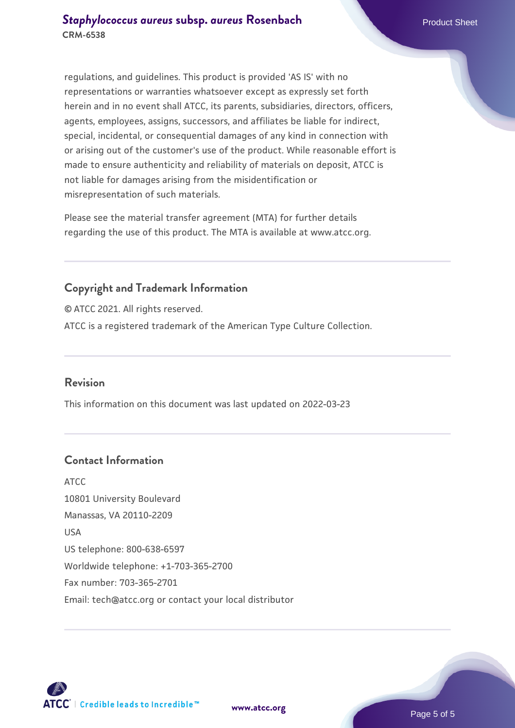regulations, and guidelines. This product is provided 'AS IS' with no representations or warranties whatsoever except as expressly set forth herein and in no event shall ATCC, its parents, subsidiaries, directors, officers, agents, employees, assigns, successors, and affiliates be liable for indirect, special, incidental, or consequential damages of any kind in connection with or arising out of the customer's use of the product. While reasonable effort is made to ensure authenticity and reliability of materials on deposit, ATCC is not liable for damages arising from the misidentification or misrepresentation of such materials.

Please see the material transfer agreement (MTA) for further details regarding the use of this product. The MTA is available at www.atcc.org.

## Copyright and Trademark Information

© ATCC 2021. All rights reserved.

ATCC is a registered trademark of the American Type Culture Collection.

## Revision

This information on this document was last updated on 2022-03-23

## Contact Information

ATCC
10801 University Boulevard
Manassas, VA 20110-2209
USA
US telephone: 800-638-6597
Worldwide telephone: +1-703-365-2700
Fax number: 703-365-2701
Email: tech@atcc.org or contact your local distributor